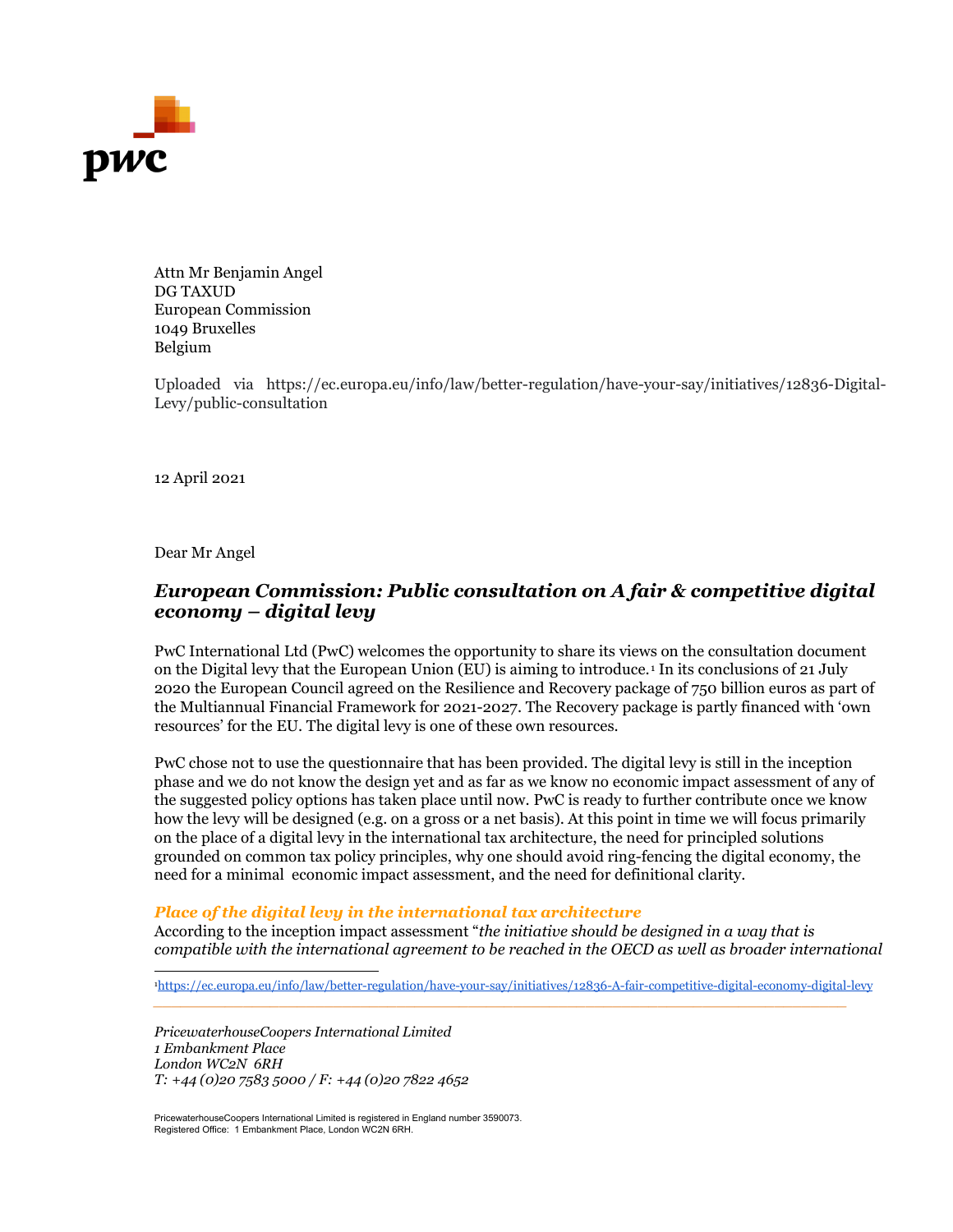Attn Mr Benjamin Angel
DG TAXUD
European Commission
1049 Bruxelles
Belgium

Uploaded via https://ec.europa.eu/info/law/better-regulation/have-your-say/initiatives/12836-Digital-Levy/public-consultation

12 April 2021

Dear Mr Angel

## *European Commission: Public consultation on A fair & competitive digital economy – digital levy*

PwC International Ltd (PwC) welcomes the opportunity to share its views on the consultation document on the Digital levy that the European Union (EU) is aiming to introduce.[1] In its conclusions of 21 July 2020 the European Council agreed on the Resilience and Recovery package of 750 billion euros as part of the Multiannual Financial Framework for 2021-2027. The Recovery package is partly financed with 'own resources' for the EU. The digital levy is one of these own resources.

PwC chose not to use the questionnaire that has been provided. The digital levy is still in the inception phase and we do not know the design yet and as far as we know no economic impact assessment of any of the suggested policy options has taken place until now. PwC is ready to further contribute once we know how the levy will be designed (e.g. on a gross or a net basis). At this point in time we will focus primarily on the place of a digital levy in the international tax architecture, the need for principled solutions grounded on common tax policy principles, why one should avoid ring-fencing the digital economy, the need for a minimal economic impact assessment, and the need for definitional clarity.

### *Place of the digital levy in the international tax architecture*

According to the inception impact assessment "*the initiative should be designed in a way that is compatible with the international agreement to be reached in the OECD as well as broader international*

[1] https://ec.europa.eu/info/law/better-regulation/have-your-say/initiatives/12836-A-fair-competitive-digital-economy-digital-levy

*PricewaterhouseCoopers International Limited*
*1 Embankment Place*
*London WC2N 6RH*
*T: +44 (0)20 7583 5000 / F: +44 (0)20 7822 4652*

PricewaterhouseCoopers International Limited is registered in England number 3590073.
Registered Office: 1 Embankment Place, London WC2N 6RH.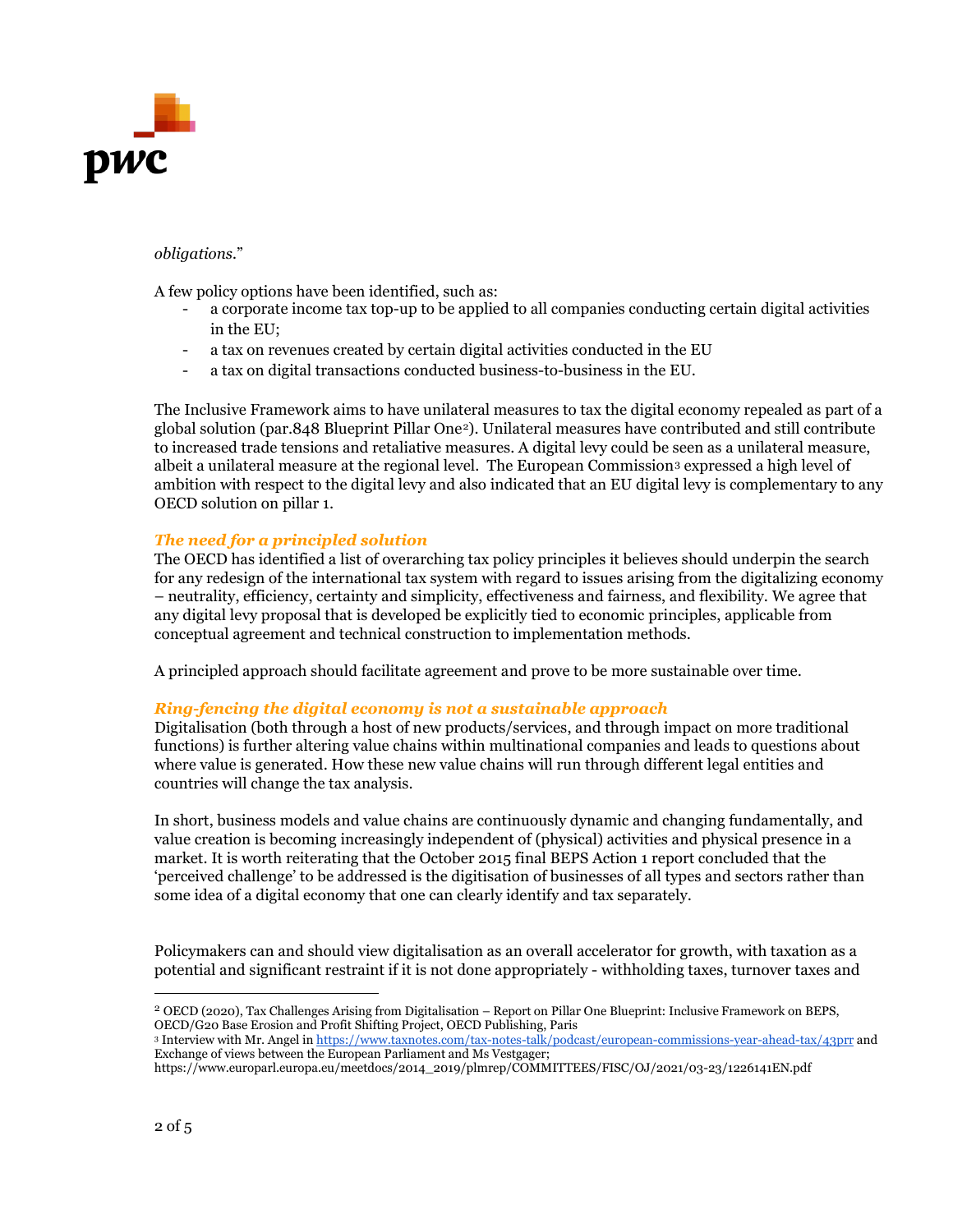*obligations*."

A few policy options have been identified, such as:

- a corporate income tax top-up to be applied to all companies conducting certain digital activities in the EU;
- a tax on revenues created by certain digital activities conducted in the EU
- a tax on digital transactions conducted business-to-business in the EU.

The Inclusive Framework aims to have unilateral measures to tax the digital economy repealed as part of a global solution (par.848 Blueprint Pillar One[2]). Unilateral measures have contributed and still contribute to increased trade tensions and retaliative measures. A digital levy could be seen as a unilateral measure, albeit a unilateral measure at the regional level. The European Commission[3] expressed a high level of ambition with respect to the digital levy and also indicated that an EU digital levy is complementary to any OECD solution on pillar 1.

### *The need for a principled solution*

The OECD has identified a list of overarching tax policy principles it believes should underpin the search for any redesign of the international tax system with regard to issues arising from the digitalizing economy – neutrality, efficiency, certainty and simplicity, effectiveness and fairness, and flexibility. We agree that any digital levy proposal that is developed be explicitly tied to economic principles, applicable from conceptual agreement and technical construction to implementation methods.

A principled approach should facilitate agreement and prove to be more sustainable over time.

### *Ring-fencing the digital economy is not a sustainable approach*

Digitalisation (both through a host of new products/services, and through impact on more traditional functions) is further altering value chains within multinational companies and leads to questions about where value is generated. How these new value chains will run through different legal entities and countries will change the tax analysis.

In short, business models and value chains are continuously dynamic and changing fundamentally, and value creation is becoming increasingly independent of (physical) activities and physical presence in a market. It is worth reiterating that the October 2015 final BEPS Action 1 report concluded that the 'perceived challenge' to be addressed is the digitisation of businesses of all types and sectors rather than some idea of a digital economy that one can clearly identify and tax separately.

Policymakers can and should view digitalisation as an overall accelerator for growth, with taxation as a potential and significant restraint if it is not done appropriately - withholding taxes, turnover taxes and

---

[2] OECD (2020), Tax Challenges Arising from Digitalisation – Report on Pillar One Blueprint: Inclusive Framework on BEPS, OECD/G20 Base Erosion and Profit Shifting Project, OECD Publishing, Paris

[3] Interview with Mr. Angel in https://www.taxnotes.com/tax-notes-talk/podcast/european-commissions-year-ahead-tax/43prr and Exchange of views between the European Parliament and Ms Vestgager; https://www.europarl.europa.eu/meetdocs/2014_2019/plmrep/COMMITTEES/FISC/OJ/2021/03-23/1226141EN.pdf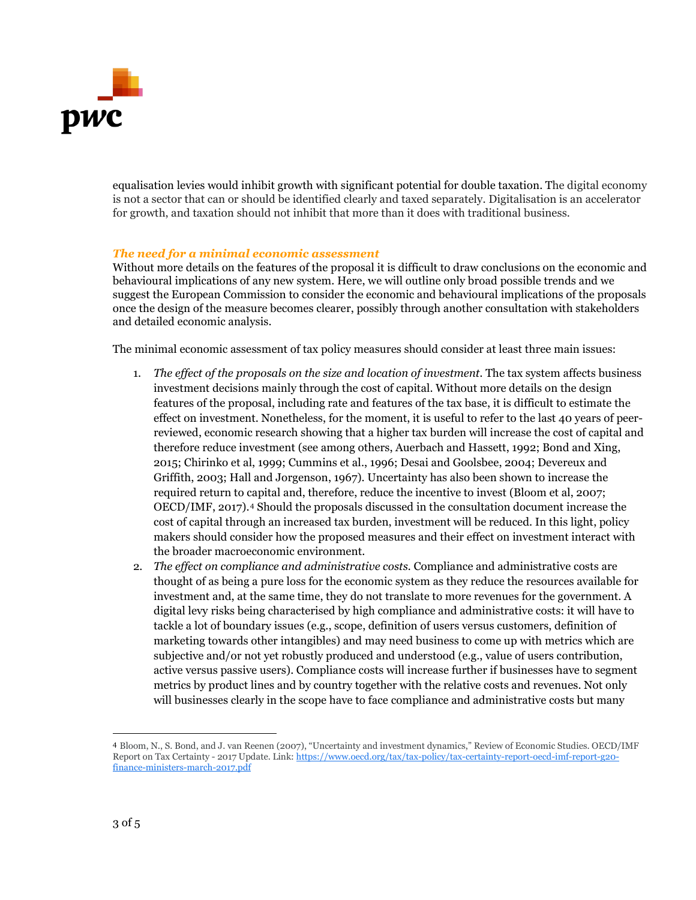equalisation levies would inhibit growth with significant potential for double taxation. The digital economy is not a sector that can or should be identified clearly and taxed separately. Digitalisation is an accelerator for growth, and taxation should not inhibit that more than it does with traditional business.

### *The need for a minimal economic assessment*

Without more details on the features of the proposal it is difficult to draw conclusions on the economic and behavioural implications of any new system. Here, we will outline only broad possible trends and we suggest the European Commission to consider the economic and behavioural implications of the proposals once the design of the measure becomes clearer, possibly through another consultation with stakeholders and detailed economic analysis.

The minimal economic assessment of tax policy measures should consider at least three main issues:

1. *The effect of the proposals on the size and location of investment.* The tax system affects business investment decisions mainly through the cost of capital. Without more details on the design features of the proposal, including rate and features of the tax base, it is difficult to estimate the effect on investment. Nonetheless, for the moment, it is useful to refer to the last 40 years of peer-reviewed, economic research showing that a higher tax burden will increase the cost of capital and therefore reduce investment (see among others, Auerbach and Hassett, 1992; Bond and Xing, 2015; Chirinko et al, 1999; Cummins et al., 1996; Desai and Goolsbee, 2004; Devereux and Griffith, 2003; Hall and Jorgenson, 1967). Uncertainty has also been shown to increase the required return to capital and, therefore, reduce the incentive to invest (Bloom et al, 2007; OECD/IMF, 2017).[4] Should the proposals discussed in the consultation document increase the cost of capital through an increased tax burden, investment will be reduced. In this light, policy makers should consider how the proposed measures and their effect on investment interact with the broader macroeconomic environment.
2. *The effect on compliance and administrative costs.* Compliance and administrative costs are thought of as being a pure loss for the economic system as they reduce the resources available for investment and, at the same time, they do not translate to more revenues for the government. A digital levy risks being characterised by high compliance and administrative costs: it will have to tackle a lot of boundary issues (e.g., scope, definition of users versus customers, definition of marketing towards other intangibles) and may need business to come up with metrics which are subjective and/or not yet robustly produced and understood (e.g., value of users contribution, active versus passive users). Compliance costs will increase further if businesses have to segment metrics by product lines and by country together with the relative costs and revenues. Not only will businesses clearly in the scope have to face compliance and administrative costs but many

---

[4] Bloom, N., S. Bond, and J. van Reenen (2007), "Uncertainty and investment dynamics," Review of Economic Studies. OECD/IMF Report on Tax Certainty - 2017 Update. Link: [https://www.oecd.org/tax/tax-policy/tax-certainty-report-oecd-imf-report-g20-finance-ministers-march-2017.pdf](https://www.oecd.org/tax/tax-policy/tax-certainty-report-oecd-imf-report-g20-finance-ministers-march-2017.pdf)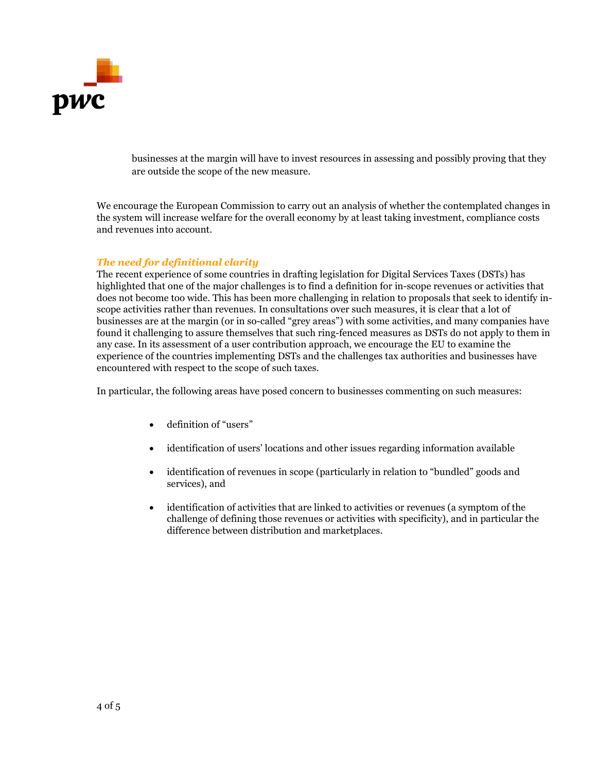businesses at the margin will have to invest resources in assessing and possibly proving that they are outside the scope of the new measure.

We encourage the European Commission to carry out an analysis of whether the contemplated changes in the system will increase welfare for the overall economy by at least taking investment, compliance costs and revenues into account.

### *The need for definitional clarity*

The recent experience of some countries in drafting legislation for Digital Services Taxes (DSTs) has highlighted that one of the major challenges is to find a definition for in-scope revenues or activities that does not become too wide. This has been more challenging in relation to proposals that seek to identify in-scope activities rather than revenues. In consultations over such measures, it is clear that a lot of businesses are at the margin (or in so-called "grey areas") with some activities, and many companies have found it challenging to assure themselves that such ring-fenced measures as DSTs do not apply to them in any case. In its assessment of a user contribution approach, we encourage the EU to examine the experience of the countries implementing DSTs and the challenges tax authorities and businesses have encountered with respect to the scope of such taxes.

In particular, the following areas have posed concern to businesses commenting on such measures:

- definition of "users"
- identification of users' locations and other issues regarding information available
- identification of revenues in scope (particularly in relation to "bundled" goods and services), and
- identification of activities that are linked to activities or revenues (a symptom of the challenge of defining those revenues or activities with specificity), and in particular the difference between distribution and marketplaces.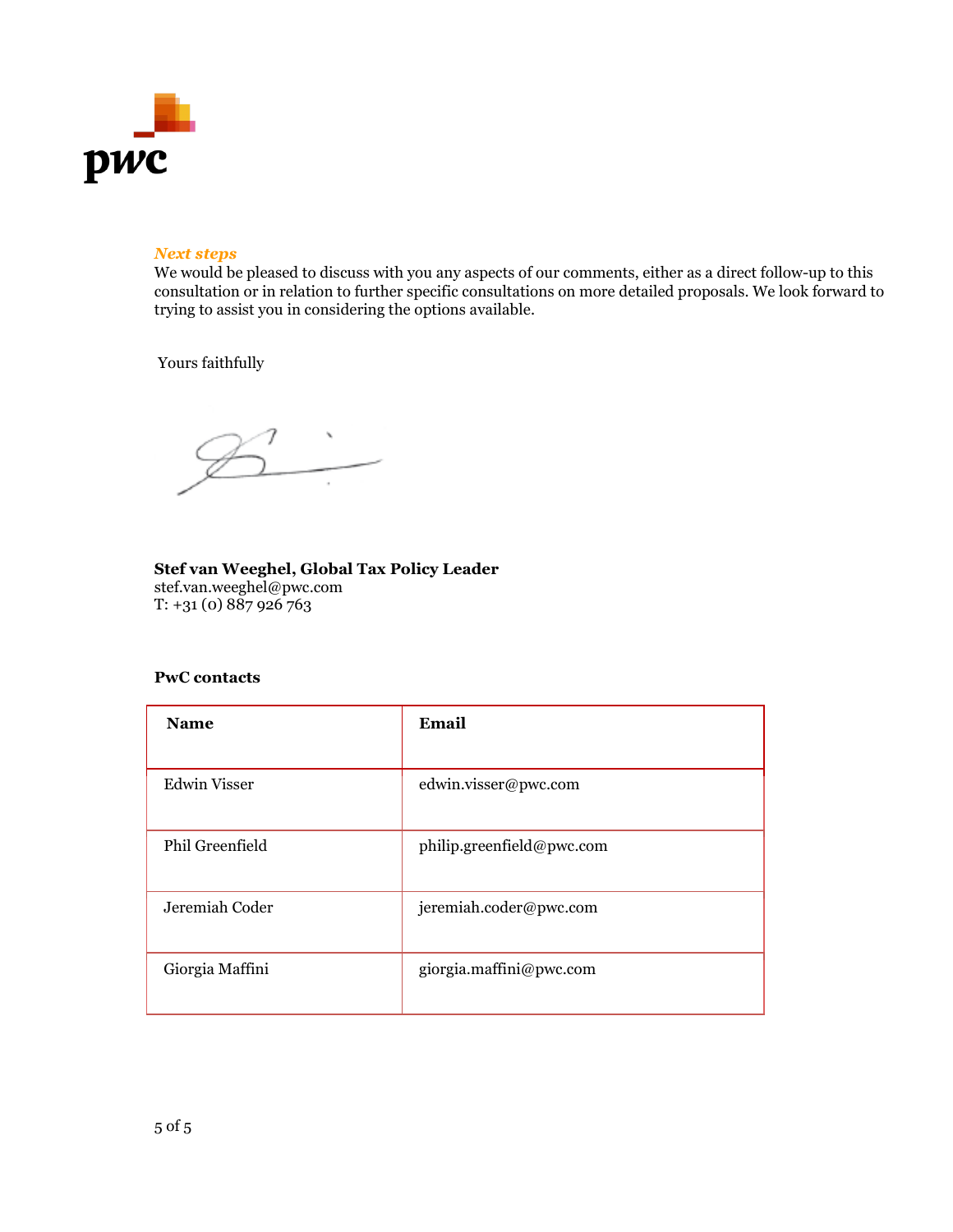***Next steps***

We would be pleased to discuss with you any aspects of our comments, either as a direct follow-up to this consultation or in relation to further specific consultations on more detailed proposals. We look forward to trying to assist you in considering the options available.

Yours faithfully

**Stef van Weeghel, Global Tax Policy Leader**
stef.van.weeghel@pwc.com
T: +31 (0) 887 926 763

**PwC contacts**

| Name | Email |
|---|---|
| Edwin Visser | edwin.visser@pwc.com |
| Phil Greenfield | philip.greenfield@pwc.com |
| Jeremiah Coder | jeremiah.coder@pwc.com |
| Giorgia Maffini | giorgia.maffini@pwc.com |